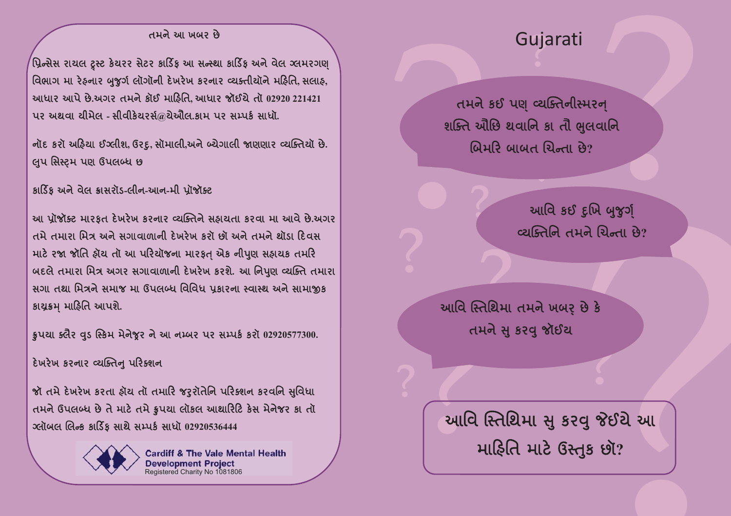## તમને આ ખબર છે

પ્રિન્સેસ રાયલ ટ્રસ્ટ કેયરર સેટર કાર્ડિફ આ સન્સ્થા કાર્ડિફ અને વેલ ગ્લમરગણ્ વિભાગ મા રેહ્નાર બુજુર્ગ લોગોંની દેખરેખ કરનાર વ્યક્તીયોને મહિતિ, સલાહ, આધાર આપે છે.અગર તમને કોઈ માહિતિ, આધાર જોઈયે તો 02920 221421 પર અથવા ચીમેલ - સીવીકેયરર્સ@ચેઔલ.કામ પર સમ્પર્ક સાધો.

નોંદ કરો અહિયા ઈંગ્લીશ, ઉરદુ, સોમાલી,અને બ્ગેગાલી જાણણાર વ્યક્તિયો છે. લુપ સિસ્ટ્મ પણ ઉપલબ્ધ છ

### કાર્ડિફ અને વેલ ક્રાસરોડ-લીન-આન-મી પ્રોજેક્ટ

આ પ્રોજેક્ટ મારફત દેખરેખ કરનાર વ્યક્તિને સહાયતા કરવા મા આવે છે.અગર તમે તમારા મિત્ર અને સગાવાળાની દેખરેખ કરો છો અને તમને થોડા દિવસ માટે રજા જોતિ હોય તો આ પરિયોજના મારફત્ એક નીપુણ સહાયક તમરિ બદલે તમારા મિત્ર અગર સગાવાળાની દેખરેખ કરશે. આ નિપુણ વ્યક્તિ તમારા સગા તથા મિત્રને સમાજ મા ઉપલબ્ધ વિવિધ પ્રકારના સ્વાસ્થ અને સામાજીક કાયક્રમ્ માહિતિ આપશે.

કૃપયા ક્લૈર વુડ સ્કિમ મેનેજ્ર ને આ નમ્બર પર સમ્પર્ક કરો 02920577300.

### દેખરેખ કરનાર વ્યક્તિનુ પરિક્શન

જો તમે દેખરેખ કરતા હોય તો તમારિ જરુરોતેનિ પરિક્શન કરવનિ સુવિધા તમને ઉપલબ્ધ છે તે માટે તમે કૃપયા લૉકલ આથારિટિ કેસ મેનેજર કા તો ગ્લૉબલ લિન્ક કાર્ડિફ સાથે સમ્પર્ક સાધો 02920536444

**Cardiff & The Vale Mental Health Development Project**
Registered Charity No 1081806

# Gujarati

તમને કઈ પણ્ વ્યક્તિનીસ્મરન્ શક્તિ ઔછિ થવાનિ કા તૌ ભુલવાનિ બિમરિ બાબત ચિન્તા છે?

આવિ કઈ દુખિ બુજુર્ગ્ વ્યક્તિનિ તમને ચિન્તા છે?

આવિ સ્તિથિમા તમને ખબર્ છે કે તમને સુ કરવુ જોઈય

**આવિ સ્તિથિમા સુ કરવુ જેઈયે આ માહિતિ માટે ઉસ્તુક છો?**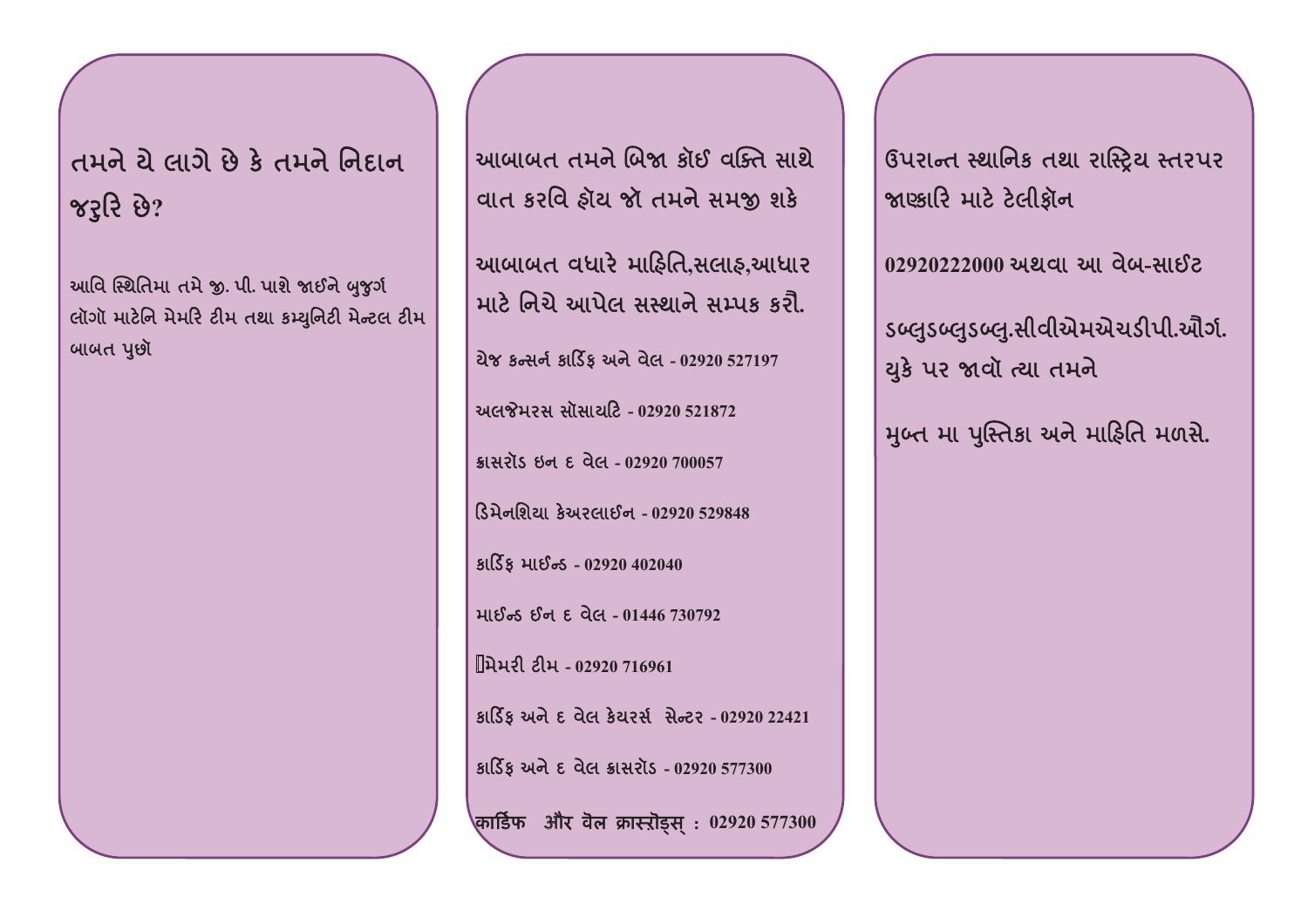## તમને યે લાગે છે કે તમને નિદાન જરુરિ છે?

આવિ સ્થિતિમા તમે જી. પી. પાશે જાઈને બુજુર્ગ લૉગૉ માટેનિ મેમરિ ટીમ તથા કમ્યુનિટી મેન્ટલ ટીમ બાબત પુછૉ

આબાબત તમને બિજા કૉઈ વક્તિ સાથે વાત કરવિ હૉય જૉ તમને સમજી શકે

આબાબત વધારે માહિતિ,સલાહ,આધાર માટે નિચે આપેલ સસ્થાને સમ્પક કરૌ.

યેજ કન્સર્ન કાર્ડિફ અને વેલ - 02920 527197

અલજેમરસ સૉસાયટિ - 02920 521872

ક્રાસરૉડ ઇન દ વેલ - 02920 700057

ડિમેનશિયા કેઅરલાઈન - 02920 529848

કાર્ડિફ માઈન્ડ - 02920 402040

માઈન્ડ ઈન દ વેલ - 01446 730792

મેમરી ટીમ - 02920 716961

કાર્ડિફ અને દ વેલ કેયરર્સ સેન્ટર - 02920 22421

કાર્ડિફ અને દ વેલ ક્રાસરૉડ - 02920 577300

कार्डिफ और वेल क्रास्रॊड्स् : 02920 577300

ઉપરાન્ત સ્થાનિક તથા રાસ્ટ્રિય સ્તરપર જાણ્કારિ માટે ટેલીફૉન

02920222000 અથવા આ વેબ-સાઈટ

ડબ્લુડબ્લુડબ્લુ.સીવીએમએચડીપી.ઑર્ગ. યુકે પર જાવૉ ત્યા તમને

મુબ્ત મા પુસ્તિકા અને માહિતિ મળસે.